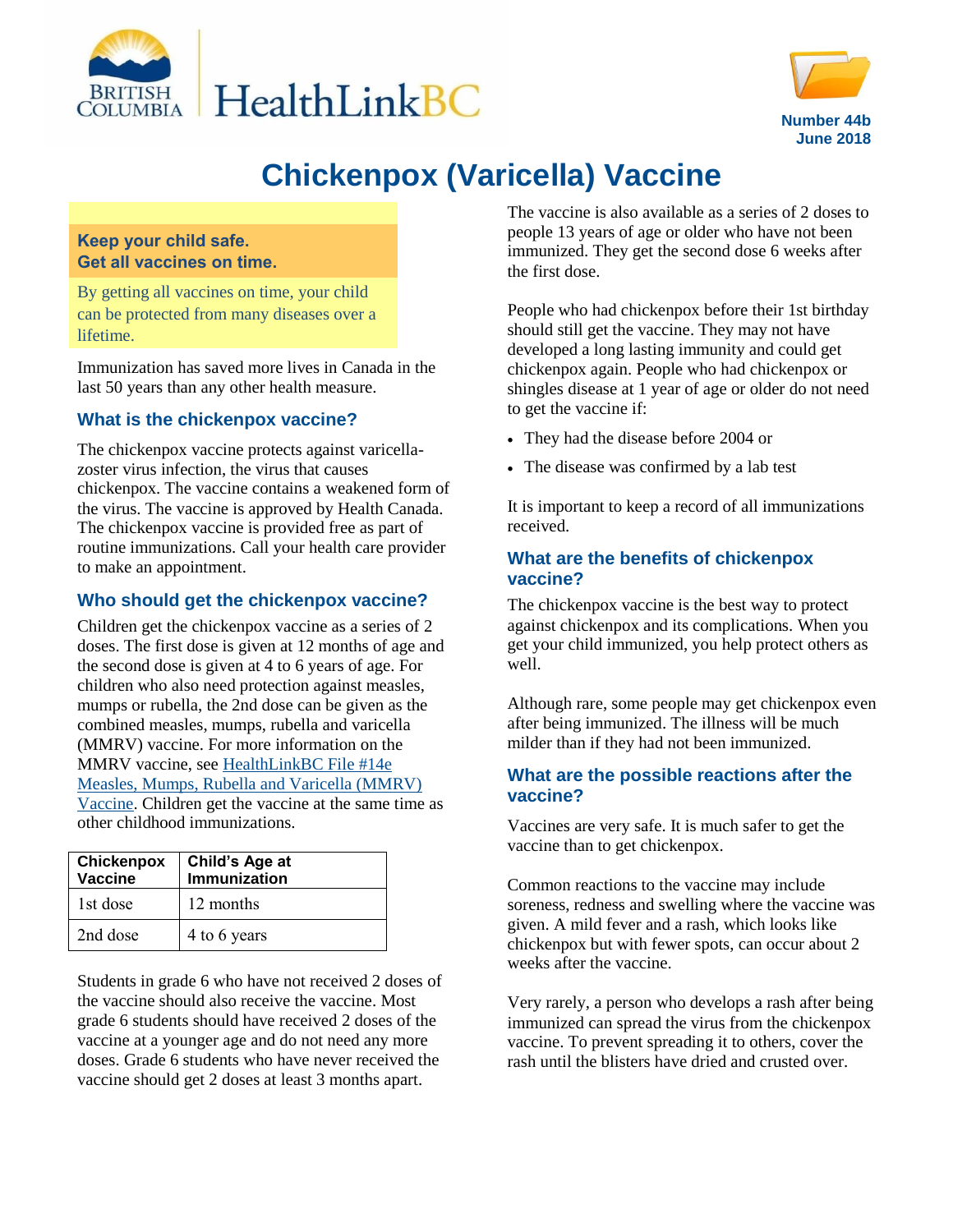BRITISH COLUMBIA | HealthLinkBC

Number 44b
June 2018

# Chickenpox (Varicella) Vaccine

**Keep your child safe.**
**Get all vaccines on time.**

By getting all vaccines on time, your child can be protected from many diseases over a lifetime.

Immunization has saved more lives in Canada in the last 50 years than any other health measure.

## What is the chickenpox vaccine?

The chickenpox vaccine protects against varicella-zoster virus infection, the virus that causes chickenpox. The vaccine contains a weakened form of the virus. The vaccine is approved by Health Canada. The chickenpox vaccine is provided free as part of routine immunizations. Call your health care provider to make an appointment.

## Who should get the chickenpox vaccine?

Children get the chickenpox vaccine as a series of 2 doses. The first dose is given at 12 months of age and the second dose is given at 4 to 6 years of age. For children who also need protection against measles, mumps or rubella, the 2nd dose can be given as the combined measles, mumps, rubella and varicella (MMRV) vaccine. For more information on the MMRV vaccine, see [HealthLinkBC File #14e Measles, Mumps, Rubella and Varicella (MMRV) Vaccine](). Children get the vaccine at the same time as other childhood immunizations.

| Chickenpox Vaccine | Child's Age at Immunization |
|---|---|
| 1st dose | 12 months |
| 2nd dose | 4 to 6 years |

Students in grade 6 who have not received 2 doses of the vaccine should also receive the vaccine. Most grade 6 students should have received 2 doses of the vaccine at a younger age and do not need any more doses. Grade 6 students who have never received the vaccine should get 2 doses at least 3 months apart.

The vaccine is also available as a series of 2 doses to people 13 years of age or older who have not been immunized. They get the second dose 6 weeks after the first dose.

People who had chickenpox before their 1st birthday should still get the vaccine. They may not have developed a long lasting immunity and could get chickenpox again. People who had chickenpox or shingles disease at 1 year of age or older do not need to get the vaccine if:

- They had the disease before 2004 or
- The disease was confirmed by a lab test

It is important to keep a record of all immunizations received.

## What are the benefits of chickenpox vaccine?

The chickenpox vaccine is the best way to protect against chickenpox and its complications. When you get your child immunized, you help protect others as well.

Although rare, some people may get chickenpox even after being immunized. The illness will be much milder than if they had not been immunized.

## What are the possible reactions after the vaccine?

Vaccines are very safe. It is much safer to get the vaccine than to get chickenpox.

Common reactions to the vaccine may include soreness, redness and swelling where the vaccine was given. A mild fever and a rash, which looks like chickenpox but with fewer spots, can occur about 2 weeks after the vaccine.

Very rarely, a person who develops a rash after being immunized can spread the virus from the chickenpox vaccine. To prevent spreading it to others, cover the rash until the blisters have dried and crusted over.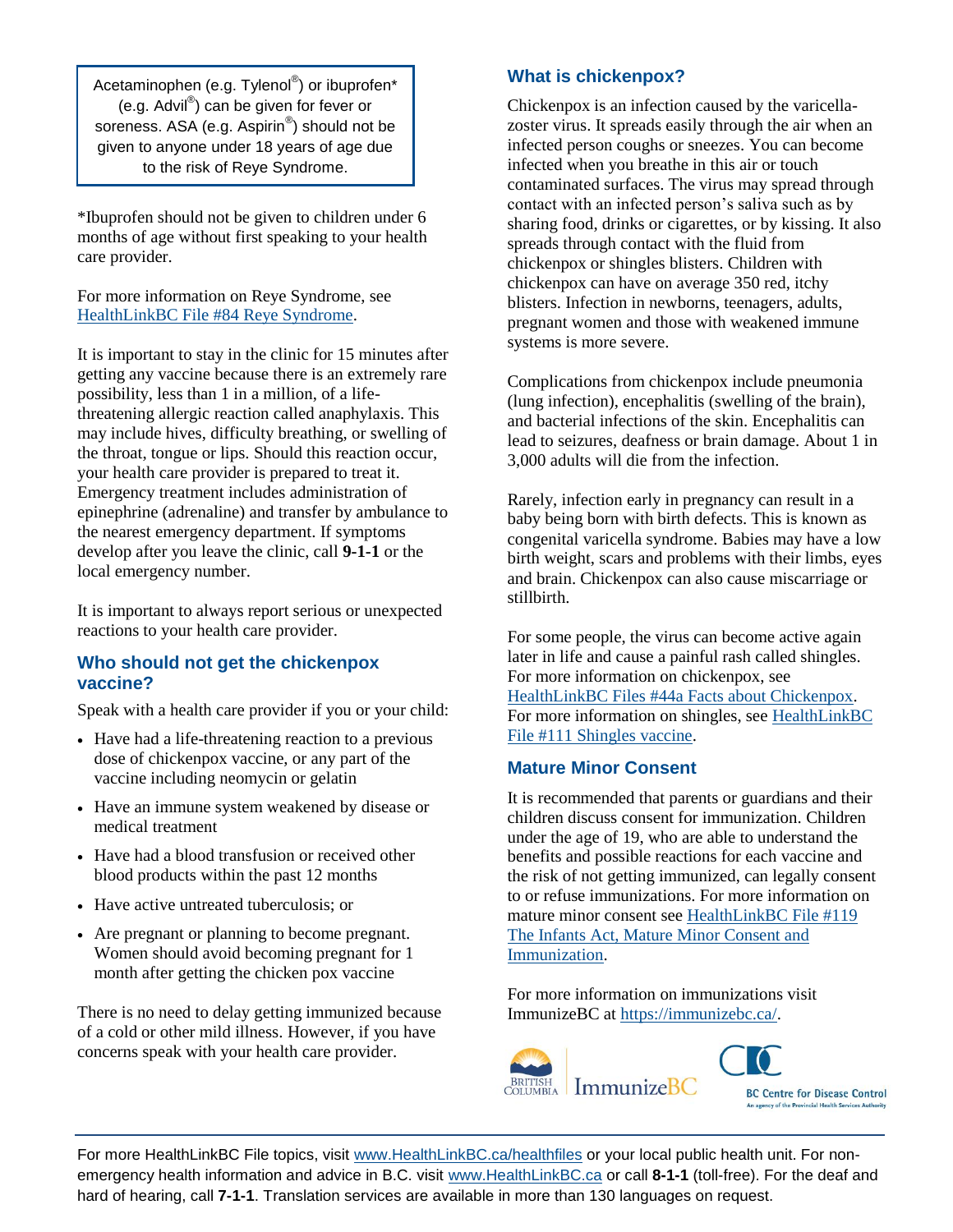Acetaminophen (e.g. Tylenol®) or ibuprofen* (e.g. Advil®) can be given for fever or soreness. ASA (e.g. Aspirin®) should not be given to anyone under 18 years of age due to the risk of Reye Syndrome.

*Ibuprofen should not be given to children under 6 months of age without first speaking to your health care provider.

For more information on Reye Syndrome, see [HealthLinkBC File #84 Reye Syndrome](#).

It is important to stay in the clinic for 15 minutes after getting any vaccine because there is an extremely rare possibility, less than 1 in a million, of a life-threatening allergic reaction called anaphylaxis. This may include hives, difficulty breathing, or swelling of the throat, tongue or lips. Should this reaction occur, your health care provider is prepared to treat it. Emergency treatment includes administration of epinephrine (adrenaline) and transfer by ambulance to the nearest emergency department. If symptoms develop after you leave the clinic, call **9-1-1** or the local emergency number.

It is important to always report serious or unexpected reactions to your health care provider.

## Who should not get the chickenpox vaccine?

Speak with a health care provider if you or your child:

- Have had a life-threatening reaction to a previous dose of chickenpox vaccine, or any part of the vaccine including neomycin or gelatin
- Have an immune system weakened by disease or medical treatment
- Have had a blood transfusion or received other blood products within the past 12 months
- Have active untreated tuberculosis; or
- Are pregnant or planning to become pregnant. Women should avoid becoming pregnant for 1 month after getting the chicken pox vaccine

There is no need to delay getting immunized because of a cold or other mild illness. However, if you have concerns speak with your health care provider.

## What is chickenpox?

Chickenpox is an infection caused by the varicella-zoster virus. It spreads easily through the air when an infected person coughs or sneezes. You can become infected when you breathe in this air or touch contaminated surfaces. The virus may spread through contact with an infected person's saliva such as by sharing food, drinks or cigarettes, or by kissing. It also spreads through contact with the fluid from chickenpox or shingles blisters. Children with chickenpox can have on average 350 red, itchy blisters. Infection in newborns, teenagers, adults, pregnant women and those with weakened immune systems is more severe.

Complications from chickenpox include pneumonia (lung infection), encephalitis (swelling of the brain), and bacterial infections of the skin. Encephalitis can lead to seizures, deafness or brain damage. About 1 in 3,000 adults will die from the infection.

Rarely, infection early in pregnancy can result in a baby being born with birth defects. This is known as congenital varicella syndrome. Babies may have a low birth weight, scars and problems with their limbs, eyes and brain. Chickenpox can also cause miscarriage or stillbirth.

For some people, the virus can become active again later in life and cause a painful rash called shingles. For more information on chickenpox, see [HealthLinkBC Files #44a Facts about Chickenpox](#). For more information on shingles, see [HealthLinkBC File #111 Shingles vaccine](#).

## Mature Minor Consent

It is recommended that parents or guardians and their children discuss consent for immunization. Children under the age of 19, who are able to understand the benefits and possible reactions for each vaccine and the risk of not getting immunized, can legally consent to or refuse immunizations. For more information on mature minor consent see [HealthLinkBC File #119 The Infants Act, Mature Minor Consent and Immunization](#).

For more information on immunizations visit ImmunizeBC at https://immunizebc.ca/.

BRITISH COLUMBIA | ImmunizeBC | BC Centre for Disease Control — An agency of the Provincial Health Services Authority

For more HealthLinkBC File topics, visit www.HealthLinkBC.ca/healthfiles or your local public health unit. For non-emergency health information and advice in B.C. visit www.HealthLinkBC.ca or call **8-1-1** (toll-free). For the deaf and hard of hearing, call **7-1-1**. Translation services are available in more than 130 languages on request.